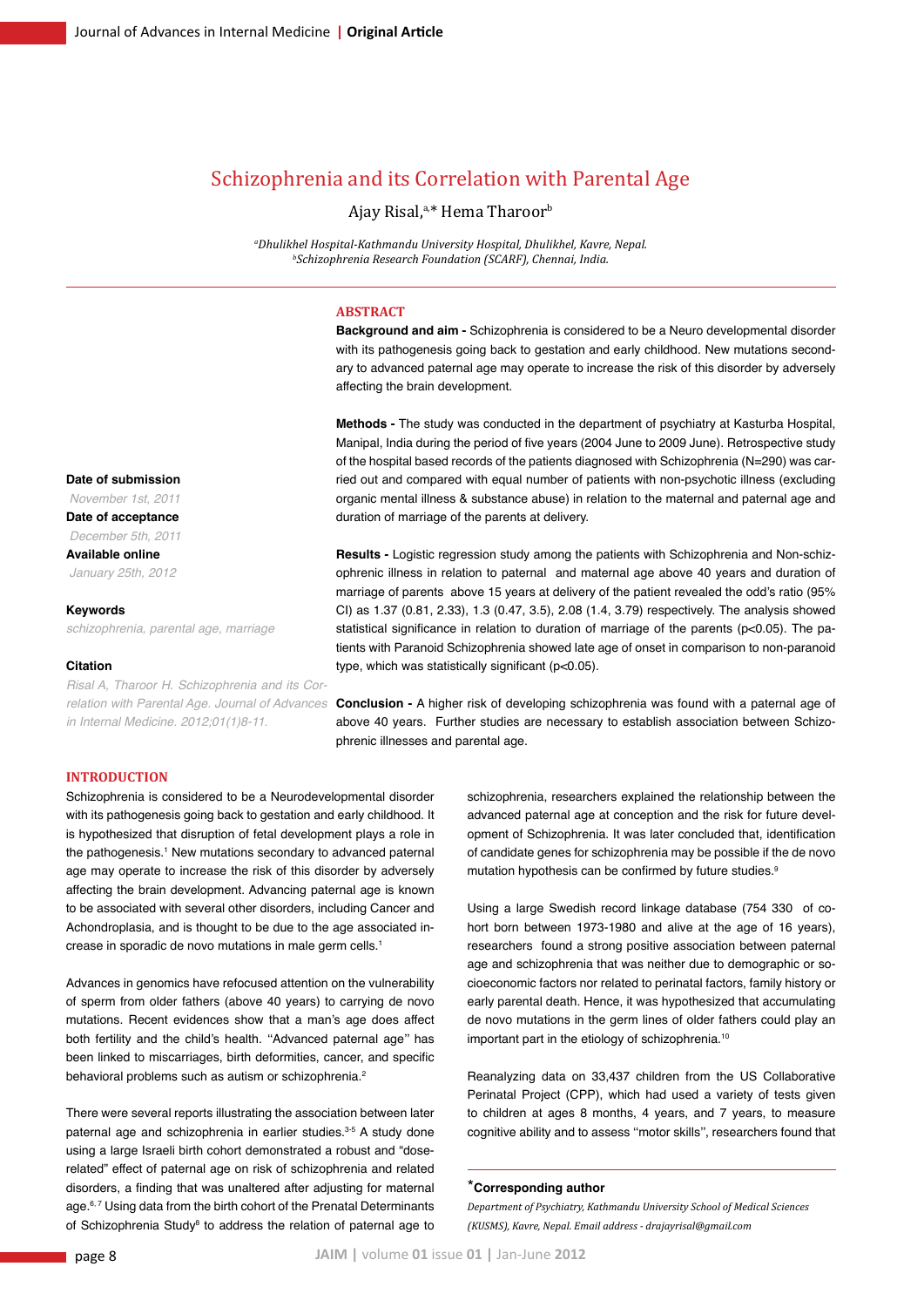# Schizophrenia and its Correlation with Parental Age

Ajay Risal,[a,*] Hema Tharoor[b]

*[a]Dhulikhel Hospital-Kathmandu University Hospital, Dhulikhel, Kavre, Nepal.*
*[b]Schizophrenia Research Foundation (SCARF), Chennai, India.*

**Date of submission**
*November 1st, 2011*

**Date of acceptance**
*December 5th, 2011*

**Available online**
*January 25th, 2012*

**Keywords**
*schizophrenia, parental age, marriage*

**Citation**
*Risal A, Tharoor H. Schizophrenia and its Correlation with Parental Age. Journal of Advances in Internal Medicine. 2012;01(1)8-11.*

## ABSTRACT

**Background and aim -** Schizophrenia is considered to be a Neuro developmental disorder with its pathogenesis going back to gestation and early childhood. New mutations secondary to advanced paternal age may operate to increase the risk of this disorder by adversely affecting the brain development.

**Methods -** The study was conducted in the department of psychiatry at Kasturba Hospital, Manipal, India during the period of five years (2004 June to 2009 June). Retrospective study of the hospital based records of the patients diagnosed with Schizophrenia (N=290) was carried out and compared with equal number of patients with non-psychotic illness (excluding organic mental illness & substance abuse) in relation to the maternal and paternal age and duration of marriage of the parents at delivery.

**Results -** Logistic regression study among the patients with Schizophrenia and Non-schizophrenic illness in relation to paternal and maternal age above 40 years and duration of marriage of parents above 15 years at delivery of the patient revealed the odd's ratio (95% CI) as 1.37 (0.81, 2.33), 1.3 (0.47, 3.5), 2.08 (1.4, 3.79) respectively. The analysis showed statistical significance in relation to duration of marriage of the parents ($p<0.05$). The patients with Paranoid Schizophrenia showed late age of onset in comparison to non-paranoid type, which was statistically significant ($p<0.05$).

**Conclusion -** A higher risk of developing schizophrenia was found with a paternal age of above 40 years. Further studies are necessary to establish association between Schizophrenic illnesses and parental age.

## INTRODUCTION

Schizophrenia is considered to be a Neurodevelopmental disorder with its pathogenesis going back to gestation and early childhood. It is hypothesized that disruption of fetal development plays a role in the pathogenesis.[1] New mutations secondary to advanced paternal age may operate to increase the risk of this disorder by adversely affecting the brain development. Advancing paternal age is known to be associated with several other disorders, including Cancer and Achondroplasia, and is thought to be due to the age associated increase in sporadic de novo mutations in male germ cells.[1]

Advances in genomics have refocused attention on the vulnerability of sperm from older fathers (above 40 years) to carrying de novo mutations. Recent evidences show that a man's age does affect both fertility and the child's health. ''Advanced paternal age'' has been linked to miscarriages, birth deformities, cancer, and specific behavioral problems such as autism or schizophrenia.[2]

There were several reports illustrating the association between later paternal age and schizophrenia in earlier studies.[3-5] A study done using a large Israeli birth cohort demonstrated a robust and "dose-related" effect of paternal age on risk of schizophrenia and related disorders, a finding that was unaltered after adjusting for maternal age.[6,7] Using data from the birth cohort of the Prenatal Determinants of Schizophrenia Study[8] to address the relation of paternal age to schizophrenia, researchers explained the relationship between the advanced paternal age at conception and the risk for future development of Schizophrenia. It was later concluded that, identification of candidate genes for schizophrenia may be possible if the de novo mutation hypothesis can be confirmed by future studies.[9]

Using a large Swedish record linkage database (754 330 of cohort born between 1973-1980 and alive at the age of 16 years), researchers found a strong positive association between paternal age and schizophrenia that was neither due to demographic or socioeconomic factors nor related to perinatal factors, family history or early parental death. Hence, it was hypothesized that accumulating de novo mutations in the germ lines of older fathers could play an important part in the etiology of schizophrenia.[10]

Reanalyzing data on 33,437 children from the US Collaborative Perinatal Project (CPP), which had used a variety of tests given to children at ages 8 months, 4 years, and 7 years, to measure cognitive ability and to assess ''motor skills'', researchers found that

**\*Corresponding author**
*Department of Psychiatry, Kathmandu University School of Medical Sciences (KUSMS), Kavre, Nepal. Email address - drajayrisal@gmail.com*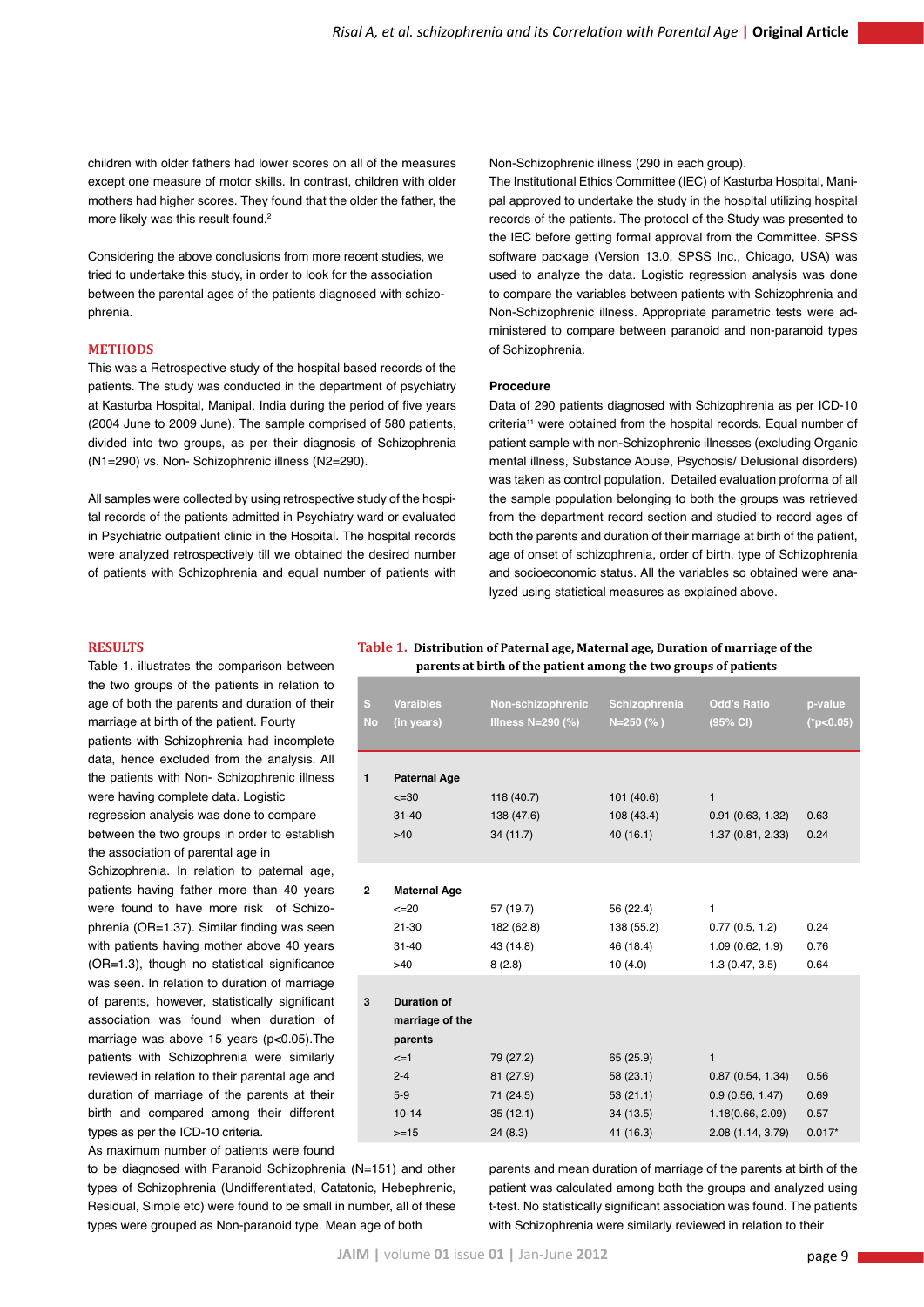children with older fathers had lower scores on all of the measures except one measure of motor skills. In contrast, children with older mothers had higher scores. They found that the older the father, the more likely was this result found.[2]

Considering the above conclusions from more recent studies, we tried to undertake this study, in order to look for the association between the parental ages of the patients diagnosed with schizophrenia.

## METHODS

This was a Retrospective study of the hospital based records of the patients. The study was conducted in the department of psychiatry at Kasturba Hospital, Manipal, India during the period of five years (2004 June to 2009 June). The sample comprised of 580 patients, divided into two groups, as per their diagnosis of Schizophrenia (N1=290) vs. Non- Schizophrenic illness (N2=290).

All samples were collected by using retrospective study of the hospital records of the patients admitted in Psychiatry ward or evaluated in Psychiatric outpatient clinic in the Hospital. The hospital records were analyzed retrospectively till we obtained the desired number of patients with Schizophrenia and equal number of patients with Non-Schizophrenic illness (290 in each group).

The Institutional Ethics Committee (IEC) of Kasturba Hospital, Manipal approved to undertake the study in the hospital utilizing hospital records of the patients. The protocol of the Study was presented to the IEC before getting formal approval from the Committee. SPSS software package (Version 13.0, SPSS Inc., Chicago, USA) was used to analyze the data. Logistic regression analysis was done to compare the variables between patients with Schizophrenia and Non-Schizophrenic illness. Appropriate parametric tests were administered to compare between paranoid and non-paranoid types of Schizophrenia.

### Procedure

Data of 290 patients diagnosed with Schizophrenia as per ICD-10 criteria[11] were obtained from the hospital records. Equal number of patient sample with non-Schizophrenic illnesses (excluding Organic mental illness, Substance Abuse, Psychosis/ Delusional disorders) was taken as control population. Detailed evaluation proforma of all the sample population belonging to both the groups was retrieved from the department record section and studied to record ages of both the parents and duration of their marriage at birth of the patient, age of onset of schizophrenia, order of birth, type of Schizophrenia and socioeconomic status. All the variables so obtained were analyzed using statistical measures as explained above.

## RESULTS

Table 1. illustrates the comparison between the two groups of the patients in relation to age of both the parents and duration of their marriage at birth of the patient. Fourty patients with Schizophrenia had incomplete data, hence excluded from the analysis. All the patients with Non- Schizophrenic illness were having complete data. Logistic regression analysis was done to compare between the two groups in order to establish the association of parental age in Schizophrenia. In relation to paternal age, patients having father more than 40 years were found to have more risk of Schizophrenia (OR=1.37). Similar finding was seen with patients having mother above 40 years (OR=1.3), though no statistical significance was seen. In relation to duration of marriage of parents, however, statistically significant association was found when duration of marriage was above 15 years (p<0.05).The patients with Schizophrenia were similarly reviewed in relation to their parental age and duration of marriage of the parents at their birth and compared among their different types as per the ICD-10 criteria.

As maximum number of patients were found to be diagnosed with Paranoid Schizophrenia (N=151) and other types of Schizophrenia (Undifferentiated, Catatonic, Hebephrenic, Residual, Simple etc) were found to be small in number, all of these types were grouped as Non-paranoid type. Mean age of both parents and mean duration of marriage of the parents at birth of the patient was calculated among both the groups and analyzed using t-test. No statistically significant association was found. The patients with Schizophrenia were similarly reviewed in relation to their

**Table 1. Distribution of Paternal age, Maternal age, Duration of marriage of the parents at birth of the patient among the two groups of patients**

| S No | Varaibles (in years) | Non-schizophrenic Illness N=290 (%) | Schizophrenia N=250 (% ) | Odd's Ratio (95% CI) | p-value (*p<0.05) |
|---|---|---|---|---|---|
| 1 | **Paternal Age** | | | | |
| | <=30 | 118 (40.7) | 101 (40.6) | 1 | |
| | 31-40 | 138 (47.6) | 108 (43.4) | 0.91 (0.63, 1.32) | 0.63 |
| | >40 | 34 (11.7) | 40 (16.1) | 1.37 (0.81, 2.33) | 0.24 |
| 2 | **Maternal Age** | | | | |
| | <=20 | 57 (19.7) | 56 (22.4) | 1 | |
| | 21-30 | 182 (62.8) | 138 (55.2) | 0.77 (0.5, 1.2) | 0.24 |
| | 31-40 | 43 (14.8) | 46 (18.4) | 1.09 (0.62, 1.9) | 0.76 |
| | >40 | 8 (2.8) | 10 (4.0) | 1.3 (0.47, 3.5) | 0.64 |
| 3 | **Duration of marriage of the parents** | | | | |
| | <=1 | 79 (27.2) | 65 (25.9) | 1 | |
| | 2-4 | 81 (27.9) | 58 (23.1) | 0.87 (0.54, 1.34) | 0.56 |
| | 5-9 | 71 (24.5) | 53 (21.1) | 0.9 (0.56, 1.47) | 0.69 |
| | 10-14 | 35 (12.1) | 34 (13.5) | 1.18(0.66, 2.09) | 0.57 |
| | >=15 | 24 (8.3) | 41 (16.3) | 2.08 (1.14, 3.79) | 0.017* |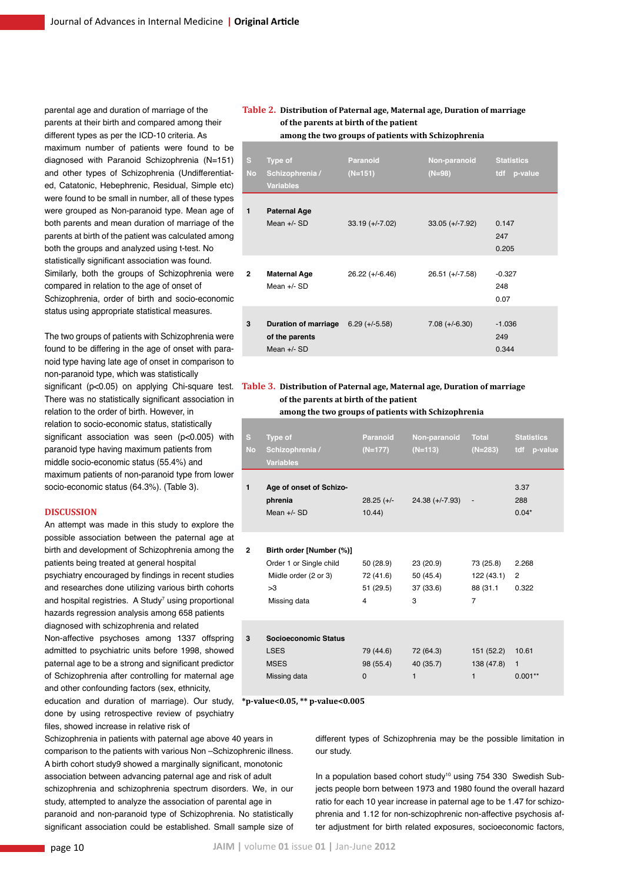parental age and duration of marriage of the parents at their birth and compared among their different types as per the ICD-10 criteria. As maximum number of patients were found to be diagnosed with Paranoid Schizophrenia (N=151) and other types of Schizophrenia (Undifferentiated, Catatonic, Hebephrenic, Residual, Simple etc) were found to be small in number, all of these types were grouped as Non-paranoid type. Mean age of both parents and mean duration of marriage of the parents at birth of the patient was calculated among both the groups and analyzed using t-test. No statistically significant association was found. Similarly, both the groups of Schizophrenia were compared in relation to the age of onset of Schizophrenia, order of birth and socio-economic status using appropriate statistical measures.

The two groups of patients with Schizophrenia were found to be differing in the age of onset with paranoid type having late age of onset in comparison to non-paranoid type, which was statistically significant ($p<0.05$) on applying Chi-square test. There was no statistically significant association in relation to the order of birth. However, in relation to socio-economic status, statistically significant association was seen ($p<0.005$) with paranoid type having maximum patients from middle socio-economic status (55.4%) and maximum patients of non-paranoid type from lower socio-economic status (64.3%). (Table 3).

**Table 2.** Distribution of Paternal age, Maternal age, Duration of marriage of the parents at birth of the patient among the two groups of patients with Schizophrenia

| S No | Type of Schizophrenia / Variables | Paranoid (N=151) | Non-paranoid (N=98) | Statistics tdf p-value |
|---|---|---|---|---|
| 1 | **Paternal Age** Mean +/- SD | 33.19 (+/-7.02) | 33.05 (+/-7.92) | 0.147 247 0.205 |
| 2 | **Maternal Age** Mean +/- SD | 26.22 (+/-6.46) | 26.51 (+/-7.58) | -0.327 248 0.07 |
| 3 | **Duration of marriage of the parents** Mean +/- SD | 6.29 (+/-5.58) | 7.08 (+/-6.30) | -1.036 249 0.344 |

**Table 3.** Distribution of Paternal age, Maternal age, Duration of marriage of the parents at birth of the patient among the two groups of patients with Schizophrenia

| S No | Type of Schizophrenia / Variables | Paranoid (N=177) | Non-paranoid (N=113) | Total (N=283) | Statistics tdf p-value |
|---|---|---|---|---|---|
| 1 | **Age of onset of Schizophrenia** Mean +/- SD | 28.25 (+/- 10.44) | 24.38 (+/-7.93) | - | 3.37 288 0.04* |
| 2 | **Birth order [Number (%)]** | | | | 2.268 2 0.322 |
| | Order 1 or Single child | 50 (28.9) | 23 (20.9) | 73 (25.8) | |
| | Miidle order (2 or 3) | 72 (41.6) | 50 (45.4) | 122 (43.1) | |
| | >3 | 51 (29.5) | 37 (33.6) | 88 (31.1 | |
| | Missing data | 4 | 3 | 7 | |
| 3 | **Socioeconomic Status** | | | | 10.61 1 0.001** |
| | LSES | 79 (44.6) | 72 (64.3) | 151 (52.2) | |
| | MSES | 98 (55.4) | 40 (35.7) | 138 (47.8) | |
| | Missing data | 0 | 1 | 1 | |

**\*p-value<0.05, \*\* p-value<0.005**

## DISCUSSION

An attempt was made in this study to explore the possible association between the paternal age at birth and development of Schizophrenia among the patients being treated at general hospital psychiatry encouraged by findings in recent studies and researches done utilizing various birth cohorts and hospital registries. A Study[7] using proportional hazards regression analysis among 658 patients diagnosed with schizophrenia and related Non-affective psychoses among 1337 offspring admitted to psychiatric units before 1998, showed paternal age to be a strong and significant predictor of Schizophrenia after controlling for maternal age and other confounding factors (sex, ethnicity, education and duration of marriage). Our study, done by using retrospective review of psychiatry files, showed increase in relative risk of Schizophrenia in patients with paternal age above 40 years in comparison to the patients with various Non –Schizophrenic illness. A birth cohort study9 showed a marginally significant, monotonic association between advancing paternal age and risk of adult schizophrenia and schizophrenia spectrum disorders. We, in our study, attempted to analyze the association of parental age in paranoid and non-paranoid type of Schizophrenia. No statistically significant association could be established. Small sample size of different types of Schizophrenia may be the possible limitation in our study.

In a population based cohort study[10] using 754 330 Swedish Subjects people born between 1973 and 1980 found the overall hazard ratio for each 10 year increase in paternal age to be 1.47 for schizophrenia and 1.12 for non-schizophrenic non-affective psychosis after adjustment for birth related exposures, socioeconomic factors,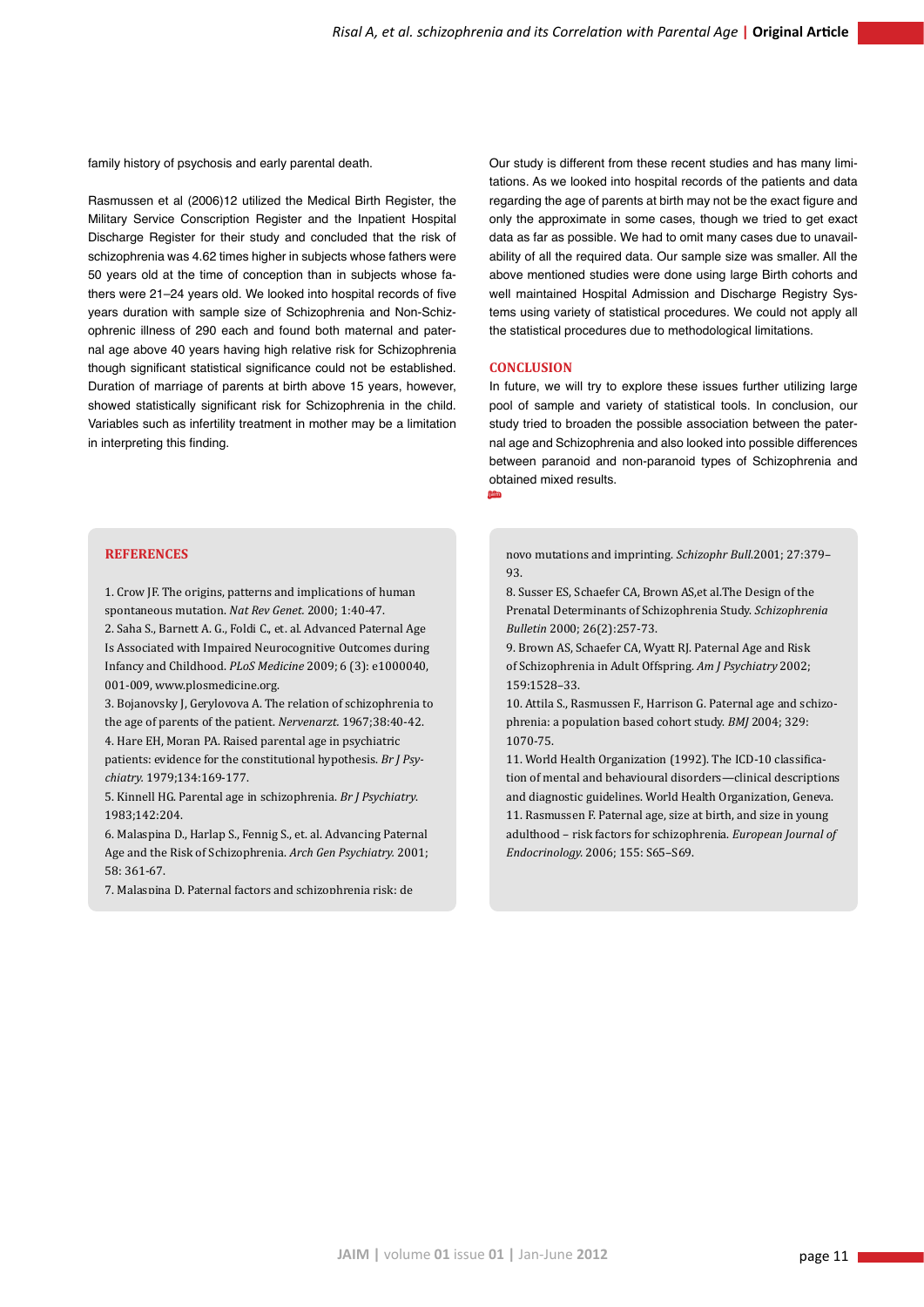family history of psychosis and early parental death.

Rasmussen et al (2006)12 utilized the Medical Birth Register, the Military Service Conscription Register and the Inpatient Hospital Discharge Register for their study and concluded that the risk of schizophrenia was 4.62 times higher in subjects whose fathers were 50 years old at the time of conception than in subjects whose fathers were 21–24 years old. We looked into hospital records of five years duration with sample size of Schizophrenia and Non-Schizophrenic illness of 290 each and found both maternal and paternal age above 40 years having high relative risk for Schizophrenia though significant statistical significance could not be established. Duration of marriage of parents at birth above 15 years, however, showed statistically significant risk for Schizophrenia in the child. Variables such as infertility treatment in mother may be a limitation in interpreting this finding.

Our study is different from these recent studies and has many limitations. As we looked into hospital records of the patients and data regarding the age of parents at birth may not be the exact figure and only the approximate in some cases, though we tried to get exact data as far as possible. We had to omit many cases due to unavailability of all the required data. Our sample size was smaller. All the above mentioned studies were done using large Birth cohorts and well maintained Hospital Admission and Discharge Registry Systems using variety of statistical procedures. We could not apply all the statistical procedures due to methodological limitations.

## CONCLUSION

In future, we will try to explore these issues further utilizing large pool of sample and variety of statistical tools. In conclusion, our study tried to broaden the possible association between the paternal age and Schizophrenia and also looked into possible differences between paranoid and non-paranoid types of Schizophrenia and obtained mixed results.

## REFERENCES

1. Crow JF. The origins, patterns and implications of human spontaneous mutation. *Nat Rev Genet.* 2000; 1:40-47.
2. Saha S., Barnett A. G., Foldi C., et. al. Advanced Paternal Age Is Associated with Impaired Neurocognitive Outcomes during Infancy and Childhood. *PLoS Medicine* 2009; 6 (3): e1000040, 001-009, www.plosmedicine.org.
3. Bojanovsky J, Gerylovova A. The relation of schizophrenia to the age of parents of the patient. *Nervenarzt.* 1967;38:40-42.
4. Hare EH, Moran PA. Raised parental age in psychiatric patients: evidence for the constitutional hypothesis. *Br J Psychiatry.* 1979;134:169-177.
5. Kinnell HG. Parental age in schizophrenia. *Br J Psychiatry.* 1983;142:204.
6. Malaspina D., Harlap S., Fennig S., et. al. Advancing Paternal Age and the Risk of Schizophrenia. *Arch Gen Psychiatry.* 2001; 58: 361-67.
7. Malaspina D. Paternal factors and schizophrenia risk: de novo mutations and imprinting. *Schizophr Bull.*2001; 27:379–93.
8. Susser ES, Schaefer CA, Brown AS,et al.The Design of the Prenatal Determinants of Schizophrenia Study. *Schizophrenia Bulletin* 2000; 26(2):257-73.
9. Brown AS, Schaefer CA, Wyatt RJ. Paternal Age and Risk of Schizophrenia in Adult Offspring. *Am J Psychiatry* 2002; 159:1528–33.
10. Attila S., Rasmussen F., Harrison G. Paternal age and schizophrenia: a population based cohort study. *BMJ* 2004; 329: 1070-75.
11. World Health Organization (1992). The ICD-10 classification of mental and behavioural disorders—clinical descriptions and diagnostic guidelines. World Health Organization, Geneva.
11. Rasmussen F. Paternal age, size at birth, and size in young adulthood – risk factors for schizophrenia. *European Journal of Endocrinology.* 2006; 155: S65–S69.